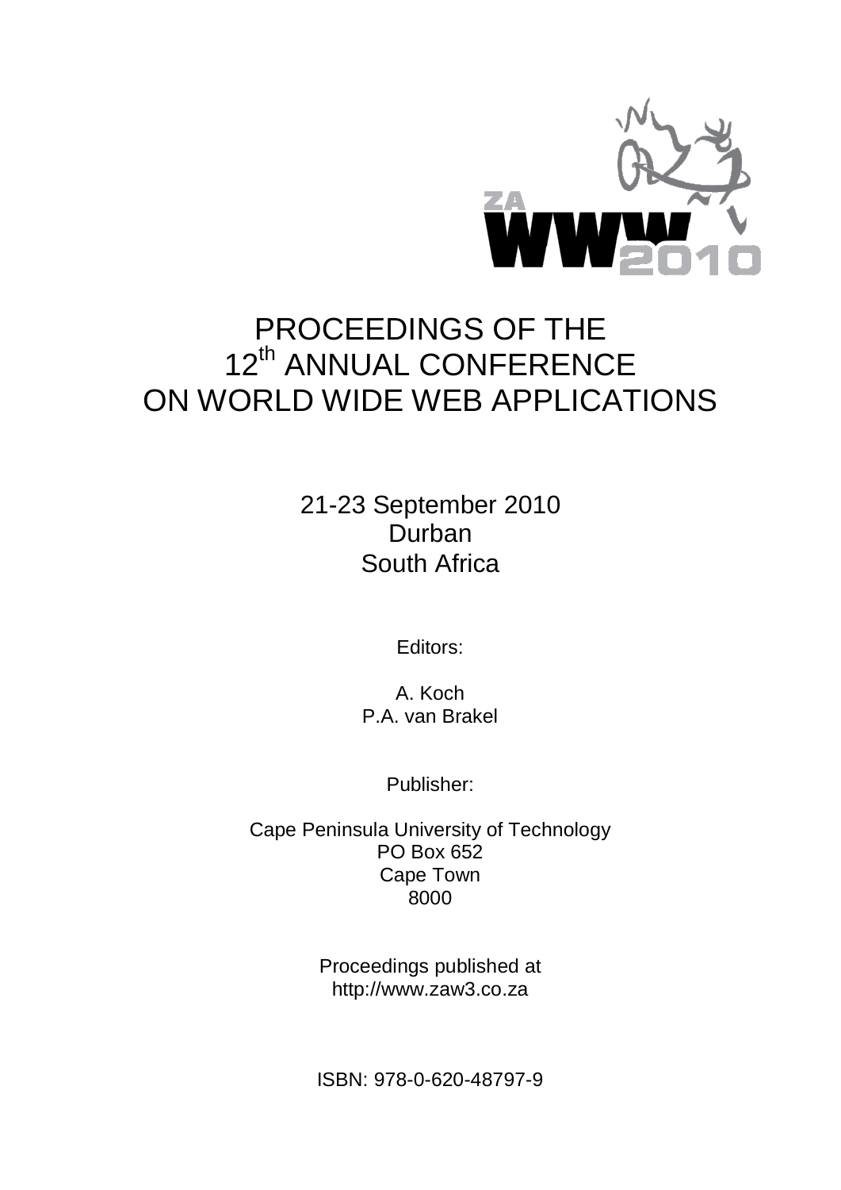# PROCEEDINGS OF THE 12th ANNUAL CONFERENCE ON WORLD WIDE WEB APPLICATIONS

21-23 September 2010
Durban
South Africa

Editors:

A. Koch
P.A. van Brakel

Publisher:

Cape Peninsula University of Technology
PO Box 652
Cape Town
8000

Proceedings published at
http://www.zaw3.co.za

ISBN: 978-0-620-48797-9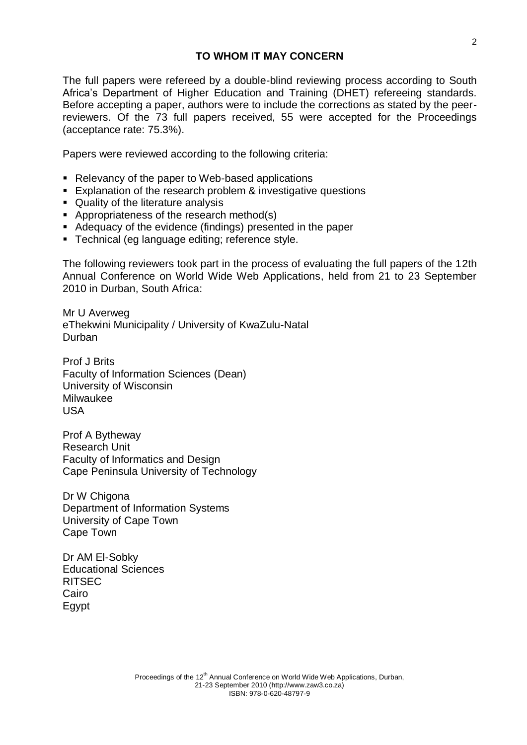## TO WHOM IT MAY CONCERN

The full papers were refereed by a double-blind reviewing process according to South Africa's Department of Higher Education and Training (DHET) refereeing standards. Before accepting a paper, authors were to include the corrections as stated by the peer-reviewers. Of the 73 full papers received, 55 were accepted for the Proceedings (acceptance rate: 75.3%).

Papers were reviewed according to the following criteria:

- Relevancy of the paper to Web-based applications
- Explanation of the research problem & investigative questions
- Quality of the literature analysis
- Appropriateness of the research method(s)
- Adequacy of the evidence (findings) presented in the paper
- Technical (eg language editing; reference style.

The following reviewers took part in the process of evaluating the full papers of the 12th Annual Conference on World Wide Web Applications, held from 21 to 23 September 2010 in Durban, South Africa:

Mr U Averweg
eThekwini Municipality / University of KwaZulu-Natal
Durban

Prof J Brits
Faculty of Information Sciences (Dean)
University of Wisconsin
Milwaukee
USA

Prof A Bytheway
Research Unit
Faculty of Informatics and Design
Cape Peninsula University of Technology

Dr W Chigona
Department of Information Systems
University of Cape Town
Cape Town

Dr AM El-Sobky
Educational Sciences
RITSEC
Cairo
Egypt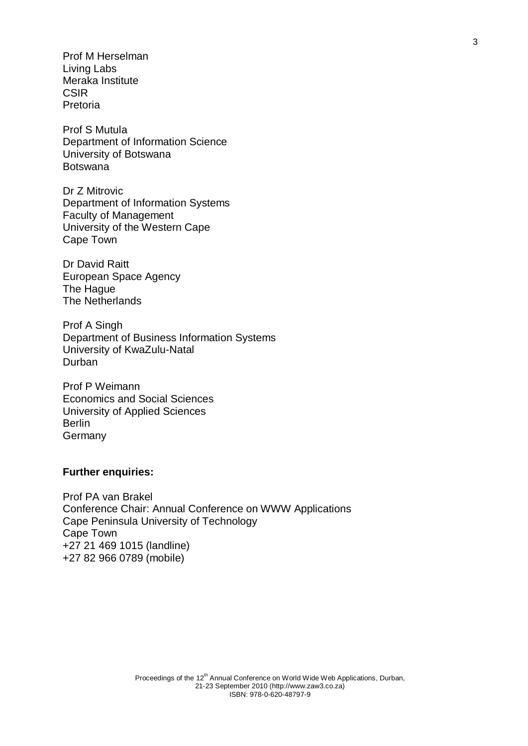Prof M Herselman
Living Labs
Meraka Institute
CSIR
Pretoria

Prof S Mutula
Department of Information Science
University of Botswana
Botswana

Dr Z Mitrovic
Department of Information Systems
Faculty of Management
University of the Western Cape
Cape Town

Dr David Raitt
European Space Agency
The Hague
The Netherlands

Prof A Singh
Department of Business Information Systems
University of KwaZulu-Natal
Durban

Prof P Weimann
Economics and Social Sciences
University of Applied Sciences
Berlin
Germany

**Further enquiries:**

Prof PA van Brakel
Conference Chair: Annual Conference on WWW Applications
Cape Peninsula University of Technology
Cape Town
+27 21 469 1015 (landline)
+27 82 966 0789 (mobile)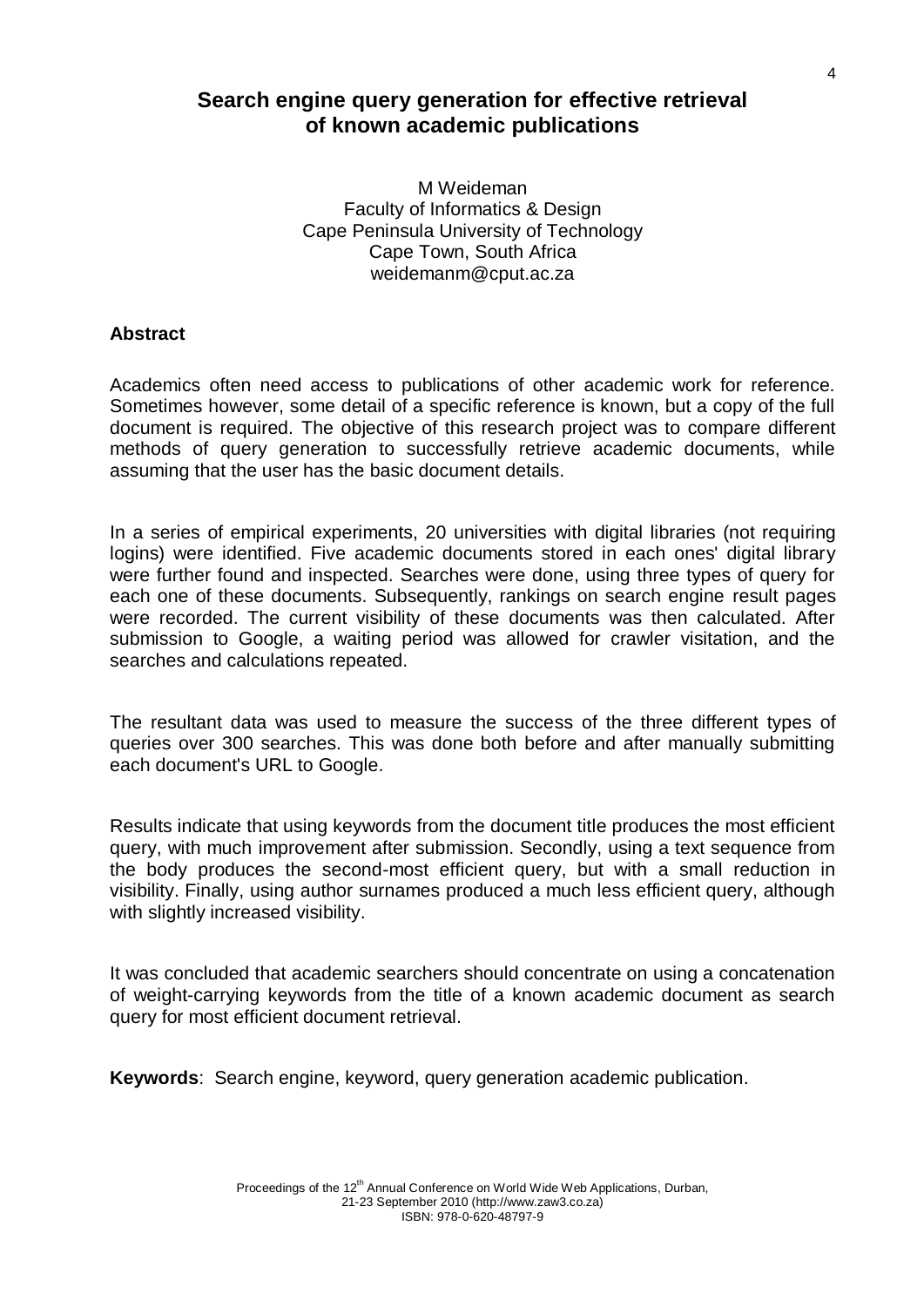# Search engine query generation for effective retrieval of known academic publications

M Weideman
Faculty of Informatics & Design
Cape Peninsula University of Technology
Cape Town, South Africa
weidemanm@cput.ac.za

## Abstract

Academics often need access to publications of other academic work for reference. Sometimes however, some detail of a specific reference is known, but a copy of the full document is required. The objective of this research project was to compare different methods of query generation to successfully retrieve academic documents, while assuming that the user has the basic document details.

In a series of empirical experiments, 20 universities with digital libraries (not requiring logins) were identified. Five academic documents stored in each ones' digital library were further found and inspected. Searches were done, using three types of query for each one of these documents. Subsequently, rankings on search engine result pages were recorded. The current visibility of these documents was then calculated. After submission to Google, a waiting period was allowed for crawler visitation, and the searches and calculations repeated.

The resultant data was used to measure the success of the three different types of queries over 300 searches. This was done both before and after manually submitting each document's URL to Google.

Results indicate that using keywords from the document title produces the most efficient query, with much improvement after submission. Secondly, using a text sequence from the body produces the second-most efficient query, but with a small reduction in visibility. Finally, using author surnames produced a much less efficient query, although with slightly increased visibility.

It was concluded that academic searchers should concentrate on using a concatenation of weight-carrying keywords from the title of a known academic document as search query for most efficient document retrieval.

**Keywords**: Search engine, keyword, query generation academic publication.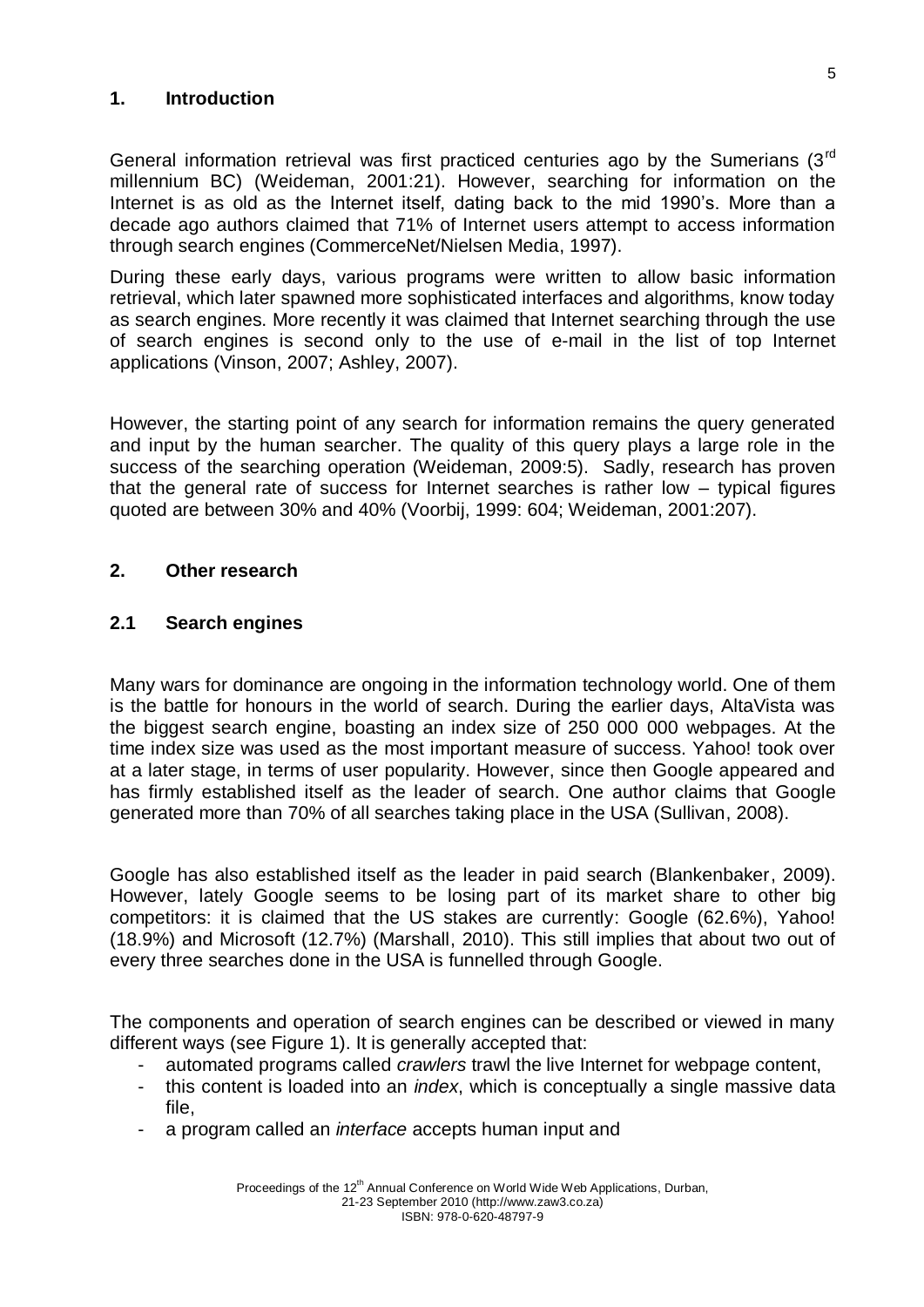## 1. Introduction

General information retrieval was first practiced centuries ago by the Sumerians (3rd millennium BC) (Weideman, 2001:21). However, searching for information on the Internet is as old as the Internet itself, dating back to the mid 1990's. More than a decade ago authors claimed that 71% of Internet users attempt to access information through search engines (CommerceNet/Nielsen Media, 1997).

During these early days, various programs were written to allow basic information retrieval, which later spawned more sophisticated interfaces and algorithms, know today as search engines. More recently it was claimed that Internet searching through the use of search engines is second only to the use of e-mail in the list of top Internet applications (Vinson, 2007; Ashley, 2007).

However, the starting point of any search for information remains the query generated and input by the human searcher. The quality of this query plays a large role in the success of the searching operation (Weideman, 2009:5). Sadly, research has proven that the general rate of success for Internet searches is rather low – typical figures quoted are between 30% and 40% (Voorbij, 1999: 604; Weideman, 2001:207).

## 2. Other research

### 2.1 Search engines

Many wars for dominance are ongoing in the information technology world. One of them is the battle for honours in the world of search. During the earlier days, AltaVista was the biggest search engine, boasting an index size of 250 000 000 webpages. At the time index size was used as the most important measure of success. Yahoo! took over at a later stage, in terms of user popularity. However, since then Google appeared and has firmly established itself as the leader of search. One author claims that Google generated more than 70% of all searches taking place in the USA (Sullivan, 2008).

Google has also established itself as the leader in paid search (Blankenbaker, 2009). However, lately Google seems to be losing part of its market share to other big competitors: it is claimed that the US stakes are currently: Google (62.6%), Yahoo! (18.9%) and Microsoft (12.7%) (Marshall, 2010). This still implies that about two out of every three searches done in the USA is funnelled through Google.

The components and operation of search engines can be described or viewed in many different ways (see Figure 1). It is generally accepted that:

- automated programs called *crawlers* trawl the live Internet for webpage content,
- this content is loaded into an *index*, which is conceptually a single massive data file,
- a program called an *interface* accepts human input and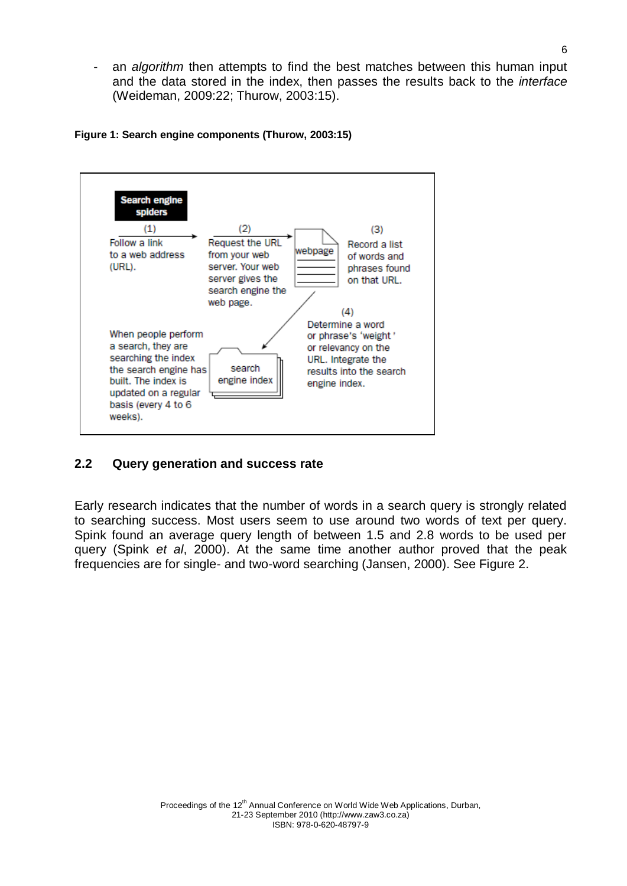- an *algorithm* then attempts to find the best matches between this human input and the data stored in the index, then passes the results back to the *interface* (Weideman, 2009:22; Thurow, 2003:15).

**Figure 1: Search engine components (Thurow, 2003:15)**

Search engine spiders

(1) Follow a link to a web address (URL).

(2) Request the URL from your web server. Your web server gives the search engine the web page.

webpage

(3) Record a list of words and phrases found on that URL.

(4) Determine a word or phrase's 'weight' or relevancy on the URL. Integrate the results into the search engine index.

search engine index

When people perform a search, they are searching the index the search engine has built. The index is updated on a regular basis (every 4 to 6 weeks).

## 2.2 Query generation and success rate

Early research indicates that the number of words in a search query is strongly related to searching success. Most users seem to use around two words of text per query. Spink found an average query length of between 1.5 and 2.8 words to be used per query (Spink *et al*, 2000). At the same time another author proved that the peak frequencies are for single- and two-word searching (Jansen, 2000). See Figure 2.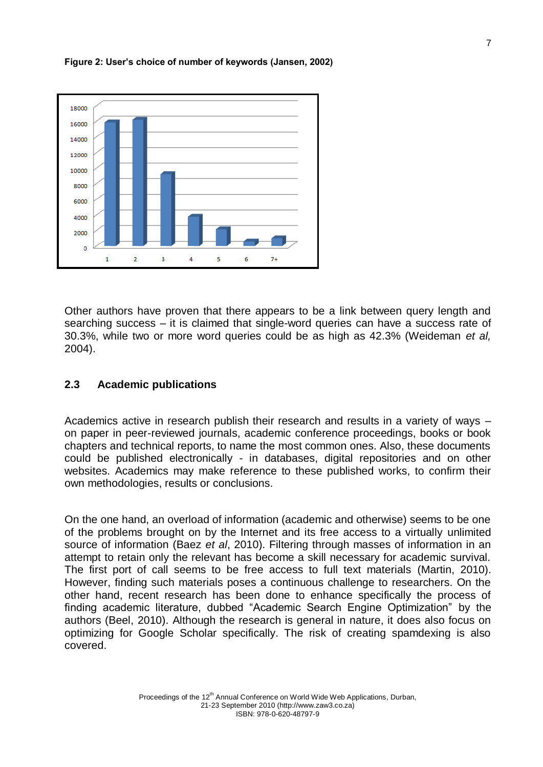**Figure 2: User's choice of number of keywords (Jansen, 2002)**

Other authors have proven that there appears to be a link between query length and searching success – it is claimed that single-word queries can have a success rate of 30.3%, while two or more word queries could be as high as 42.3% (Weideman *et al,* 2004).

## 2.3 Academic publications

Academics active in research publish their research and results in a variety of ways – on paper in peer-reviewed journals, academic conference proceedings, books or book chapters and technical reports, to name the most common ones. Also, these documents could be published electronically - in databases, digital repositories and on other websites. Academics may make reference to these published works, to confirm their own methodologies, results or conclusions.

On the one hand, an overload of information (academic and otherwise) seems to be one of the problems brought on by the Internet and its free access to a virtually unlimited source of information (Baez *et al*, 2010). Filtering through masses of information in an attempt to retain only the relevant has become a skill necessary for academic survival. The first port of call seems to be free access to full text materials (Martin, 2010). However, finding such materials poses a continuous challenge to researchers. On the other hand, recent research has been done to enhance specifically the process of finding academic literature, dubbed "Academic Search Engine Optimization" by the authors (Beel, 2010). Although the research is general in nature, it does also focus on optimizing for Google Scholar specifically. The risk of creating spamdexing is also covered.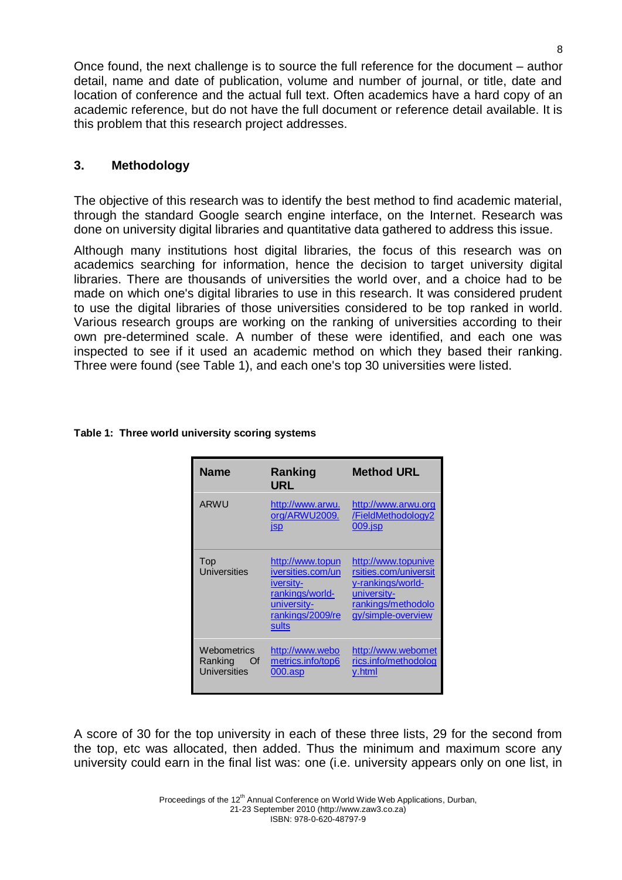Once found, the next challenge is to source the full reference for the document – author detail, name and date of publication, volume and number of journal, or title, date and location of conference and the actual full text. Often academics have a hard copy of an academic reference, but do not have the full document or reference detail available. It is this problem that this research project addresses.

## 3. Methodology

The objective of this research was to identify the best method to find academic material, through the standard Google search engine interface, on the Internet. Research was done on university digital libraries and quantitative data gathered to address this issue.

Although many institutions host digital libraries, the focus of this research was on academics searching for information, hence the decision to target university digital libraries. There are thousands of universities the world over, and a choice had to be made on which one's digital libraries to use in this research. It was considered prudent to use the digital libraries of those universities considered to be top ranked in world. Various research groups are working on the ranking of universities according to their own pre-determined scale. A number of these were identified, and each one was inspected to see if it used an academic method on which they based their ranking. Three were found (see Table 1), and each one's top 30 universities were listed.

**Table 1: Three world university scoring systems**

| Name | Ranking URL | Method URL |
|---|---|---|
| ARWU | http://www.arwu.org/ARWU2009.jsp | http://www.arwu.org/FieldMethodology2009.jsp |
| Top Universities | http://www.topuniversities.com/university-rankings/world-university-rankings/2009/results | http://www.topuniversities.com/university-rankings/world-university-rankings/methodology/simple-overview |
| Webometrics Ranking Of Universities | http://www.webometrics.info/top6000.asp | http://www.webometrics.info/methodology.html |

A score of 30 for the top university in each of these three lists, 29 for the second from the top, etc was allocated, then added. Thus the minimum and maximum score any university could earn in the final list was: one (i.e. university appears only on one list, in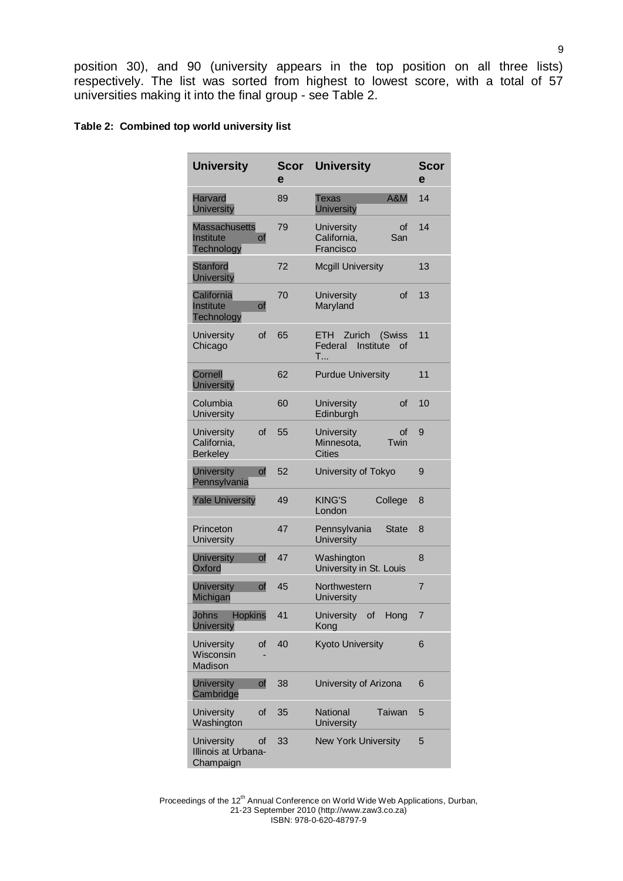position 30), and 90 (university appears in the top position on all three lists) respectively. The list was sorted from highest to lowest score, with a total of 57 universities making it into the final group - see Table 2.

**Table 2: Combined top world university list**

| University | Score | University | Score |
|---|---|---|---|
| Harvard University | 89 | Texas A&M University | 14 |
| Massachusetts Institute of Technology | 79 | University of California, San Francisco | 14 |
| Stanford University | 72 | Mcgill University | 13 |
| California Institute of Technology | 70 | University of Maryland | 13 |
| University of Chicago | 65 | ETH Zurich (Swiss Federal Institute of T... | 11 |
| Cornell University | 62 | Purdue University | 11 |
| Columbia University | 60 | University of Edinburgh | 10 |
| University of California, Berkeley | 55 | University of Minnesota, Twin Cities | 9 |
| University of Pennsylvania | 52 | University of Tokyo | 9 |
| Yale University | 49 | KING'S College London | 8 |
| Princeton University | 47 | Pennsylvania State University | 8 |
| University of Oxford | 47 | Washington University in St. Louis | 8 |
| University of Michigan | 45 | Northwestern University | 7 |
| Johns Hopkins University | 41 | University of Hong Kong | 7 |
| University of Wisconsin - Madison | 40 | Kyoto University | 6 |
| University of Cambridge | 38 | University of Arizona | 6 |
| University of Washington | 35 | National Taiwan University | 5 |
| University of Illinois at Urbana-Champaign | 33 | New York University | 5 |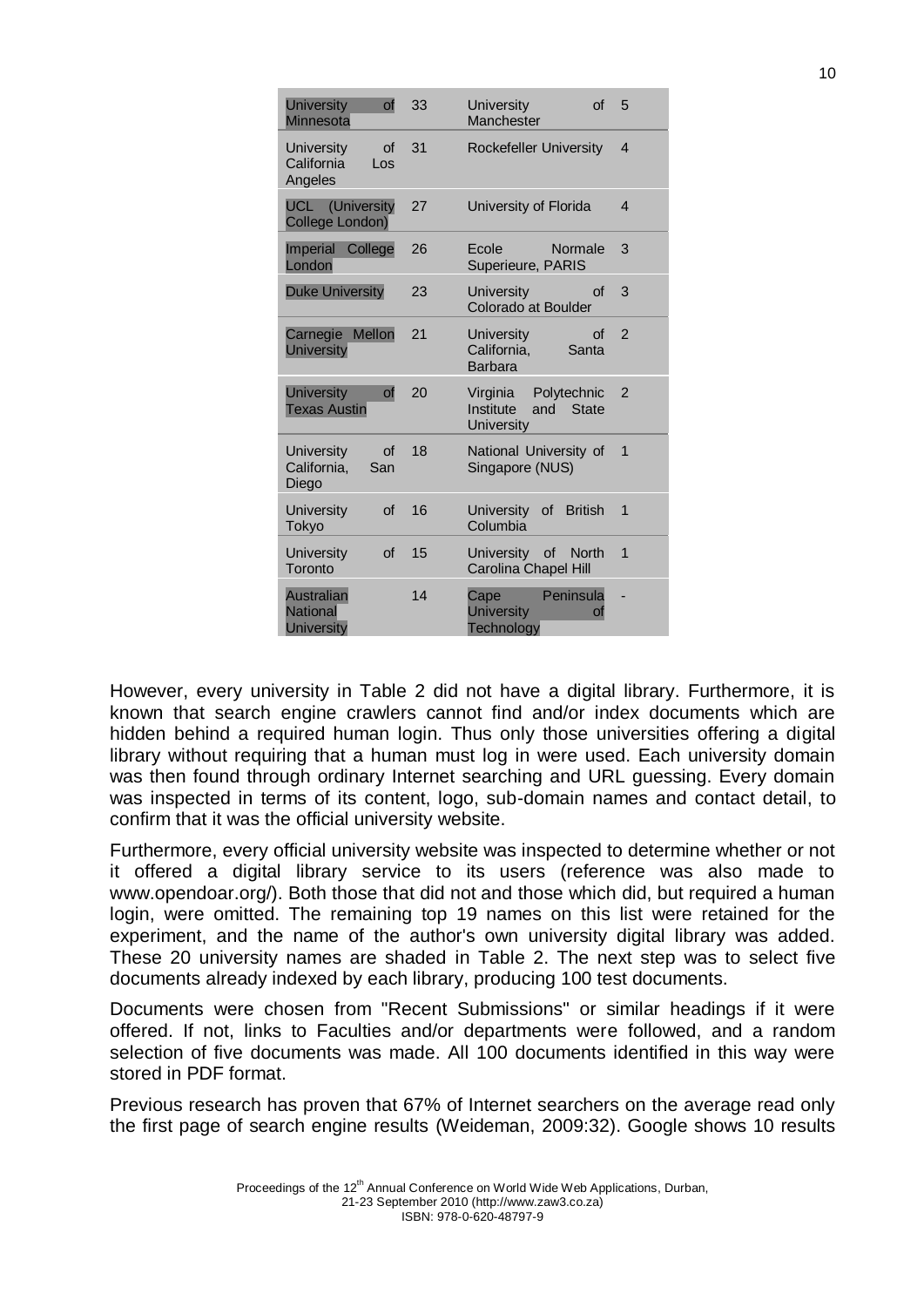| University of Minnesota | 33 | University of Manchester | 5 |
|---|---|---|---|
| University of California Los Angeles | 31 | Rockefeller University | 4 |
| UCL (University College London) | 27 | University of Florida | 4 |
| Imperial College London | 26 | Ecole Normale Superieure, PARIS | 3 |
| Duke University | 23 | University of Colorado at Boulder | 3 |
| Carnegie Mellon University | 21 | University of California, Santa Barbara | 2 |
| University of Texas Austin | 20 | Virginia Polytechnic Institute and State University | 2 |
| University of California, San Diego | 18 | National University of Singapore (NUS) | 1 |
| University of Tokyo | 16 | University of British Columbia | 1 |
| University of Toronto | 15 | University of North Carolina Chapel Hill | 1 |
| Australian National University | 14 | Cape Peninsula University of Technology | - |

However, every university in Table 2 did not have a digital library. Furthermore, it is known that search engine crawlers cannot find and/or index documents which are hidden behind a required human login. Thus only those universities offering a digital library without requiring that a human must log in were used. Each university domain was then found through ordinary Internet searching and URL guessing. Every domain was inspected in terms of its content, logo, sub-domain names and contact detail, to confirm that it was the official university website.

Furthermore, every official university website was inspected to determine whether or not it offered a digital library service to its users (reference was also made to www.opendoar.org/). Both those that did not and those which did, but required a human login, were omitted. The remaining top 19 names on this list were retained for the experiment, and the name of the author's own university digital library was added. These 20 university names are shaded in Table 2. The next step was to select five documents already indexed by each library, producing 100 test documents.

Documents were chosen from "Recent Submissions" or similar headings if it were offered. If not, links to Faculties and/or departments were followed, and a random selection of five documents was made. All 100 documents identified in this way were stored in PDF format.

Previous research has proven that 67% of Internet searchers on the average read only the first page of search engine results (Weideman, 2009:32). Google shows 10 results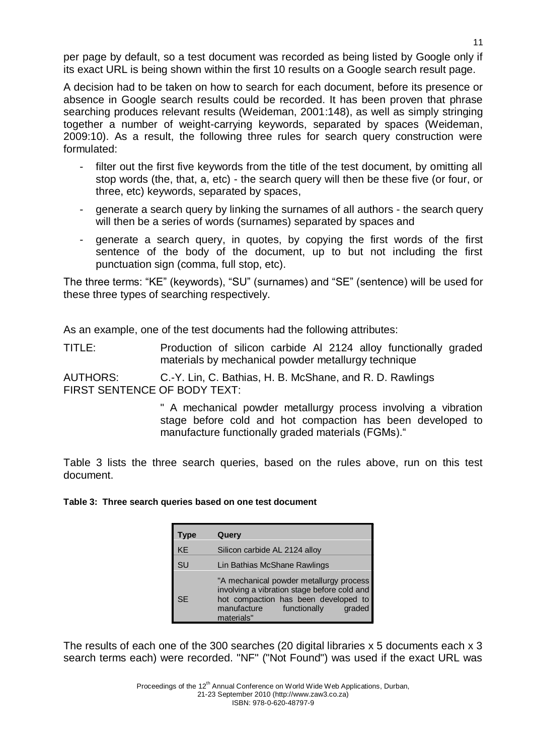per page by default, so a test document was recorded as being listed by Google only if its exact URL is being shown within the first 10 results on a Google search result page.

A decision had to be taken on how to search for each document, before its presence or absence in Google search results could be recorded. It has been proven that phrase searching produces relevant results (Weideman, 2001:148), as well as simply stringing together a number of weight-carrying keywords, separated by spaces (Weideman, 2009:10). As a result, the following three rules for search query construction were formulated:

- filter out the first five keywords from the title of the test document, by omitting all stop words (the, that, a, etc) - the search query will then be these five (or four, or three, etc) keywords, separated by spaces,
- generate a search query by linking the surnames of all authors - the search query will then be a series of words (surnames) separated by spaces and
- generate a search query, in quotes, by copying the first words of the first sentence of the body of the document, up to but not including the first punctuation sign (comma, full stop, etc).

The three terms: "KE" (keywords), "SU" (surnames) and "SE" (sentence) will be used for these three types of searching respectively.

As an example, one of the test documents had the following attributes:

TITLE: Production of silicon carbide Al 2124 alloy functionally graded materials by mechanical powder metallurgy technique

AUTHORS: C.-Y. Lin, C. Bathias, H. B. McShane, and R. D. Rawlings

FIRST SENTENCE OF BODY TEXT:

" A mechanical powder metallurgy process involving a vibration stage before cold and hot compaction has been developed to manufacture functionally graded materials (FGMs)."

Table 3 lists the three search queries, based on the rules above, run on this test document.

**Table 3: Three search queries based on one test document**

| Type | Query |
|---|---|
| KE | Silicon carbide AL 2124 alloy |
| SU | Lin Bathias McShane Rawlings |
| SE | "A mechanical powder metallurgy process involving a vibration stage before cold and hot compaction has been developed to manufacture functionally graded materials" |

The results of each one of the 300 searches (20 digital libraries x 5 documents each x 3 search terms each) were recorded. "NF" ("Not Found") was used if the exact URL was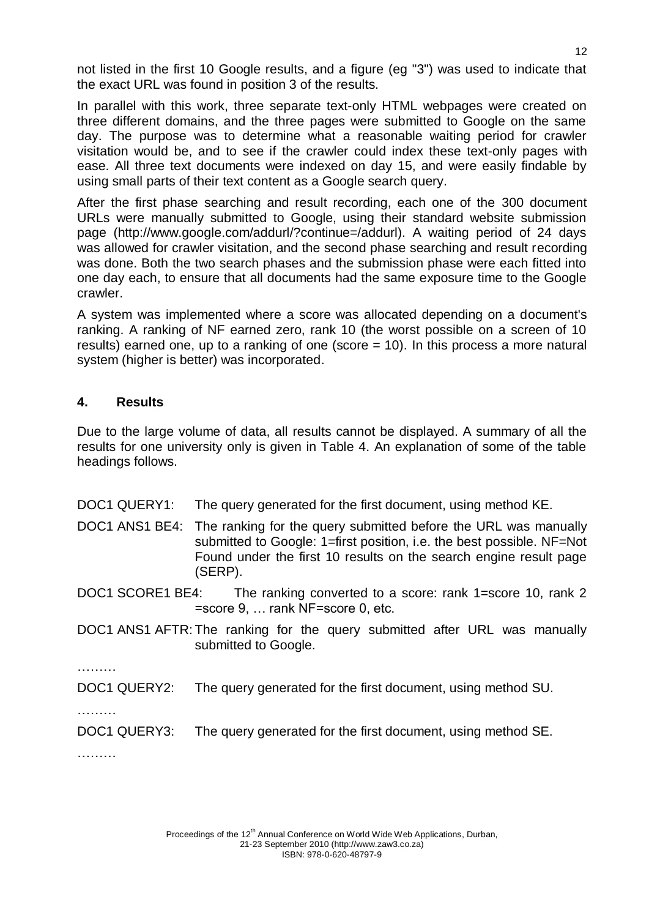not listed in the first 10 Google results, and a figure (eg "3") was used to indicate that the exact URL was found in position 3 of the results.

In parallel with this work, three separate text-only HTML webpages were created on three different domains, and the three pages were submitted to Google on the same day. The purpose was to determine what a reasonable waiting period for crawler visitation would be, and to see if the crawler could index these text-only pages with ease. All three text documents were indexed on day 15, and were easily findable by using small parts of their text content as a Google search query.

After the first phase searching and result recording, each one of the 300 document URLs were manually submitted to Google, using their standard website submission page (http://www.google.com/addurl/?continue=/addurl). A waiting period of 24 days was allowed for crawler visitation, and the second phase searching and result recording was done. Both the two search phases and the submission phase were each fitted into one day each, to ensure that all documents had the same exposure time to the Google crawler.

A system was implemented where a score was allocated depending on a document's ranking. A ranking of NF earned zero, rank 10 (the worst possible on a screen of 10 results) earned one, up to a ranking of one (score = 10). In this process a more natural system (higher is better) was incorporated.

## 4. Results

Due to the large volume of data, all results cannot be displayed. A summary of all the results for one university only is given in Table 4. An explanation of some of the table headings follows.

DOC1 QUERY1: The query generated for the first document, using method KE.

DOC1 ANS1 BE4: The ranking for the query submitted before the URL was manually submitted to Google: 1=first position, i.e. the best possible. NF=Not Found under the first 10 results on the search engine result page (SERP).

DOC1 SCORE1 BE4: The ranking converted to a score: rank 1=score 10, rank 2 =score 9, … rank NF=score 0, etc.

DOC1 ANS1 AFTR: The ranking for the query submitted after URL was manually submitted to Google.

………

DOC1 QUERY2: The query generated for the first document, using method SU.

………

DOC1 QUERY3: The query generated for the first document, using method SE.

………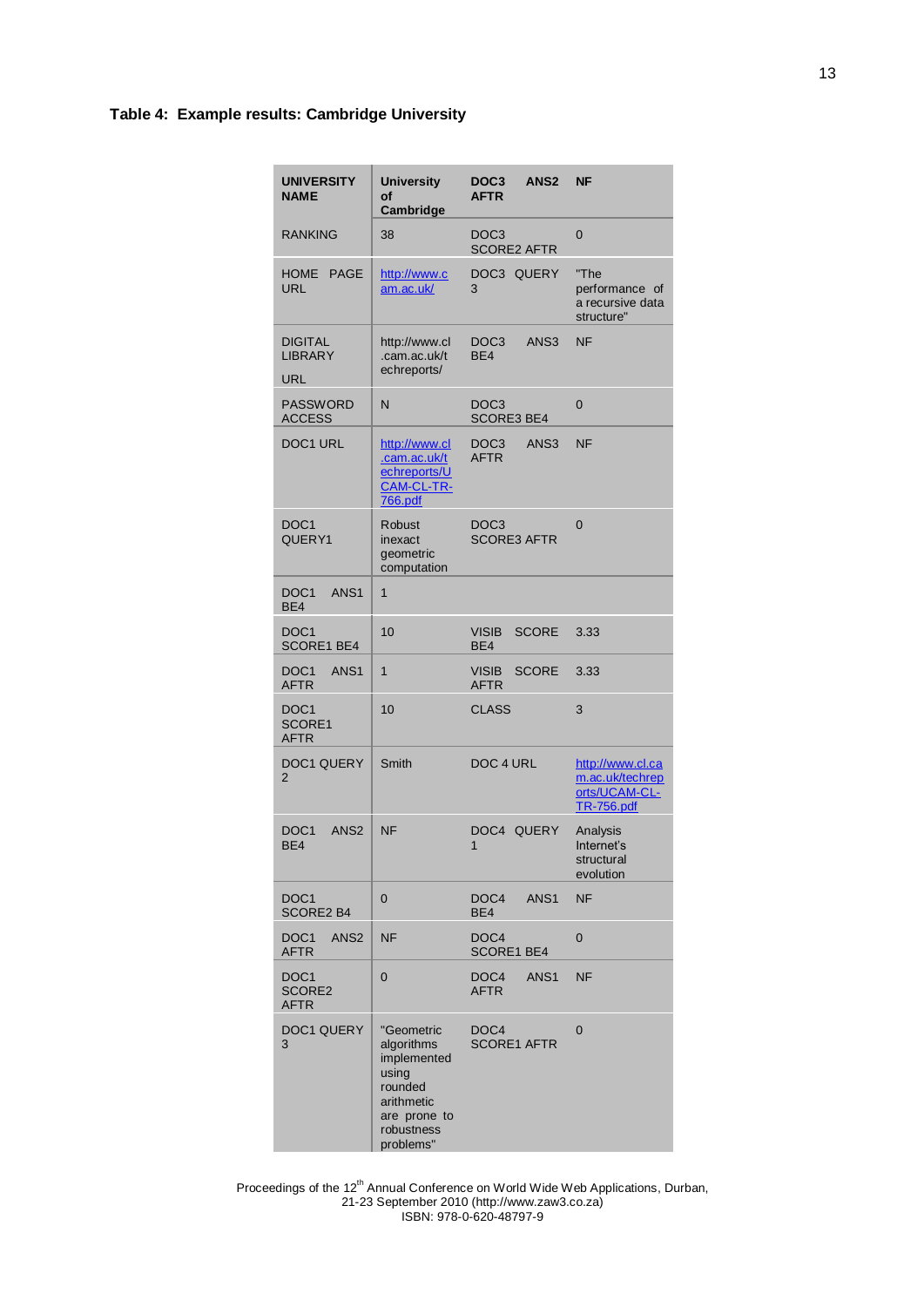**Table 4: Example results: Cambridge University**

| UNIVERSITY NAME | University of Cambridge | DOC3 ANS2 AFTR | NF |
|---|---|---|---|
| RANKING | 38 | DOC3 SCORE2 AFTR | 0 |
| HOME PAGE URL | http://www.cam.ac.uk/ | DOC3 QUERY 3 | "The performance of a recursive data structure" |
| DIGITAL LIBRARY URL | http://www.cl.cam.ac.uk/techreports/ | DOC3 ANS3 BE4 | NF |
| PASSWORD ACCESS | N | DOC3 SCORE3 BE4 | 0 |
| DOC1 URL | http://www.cl.cam.ac.uk/techreports/UCAM-CL-TR-766.pdf | DOC3 ANS3 AFTR | NF |
| DOC1 QUERY1 | Robust inexact geometric computation | DOC3 SCORE3 AFTR | 0 |
| DOC1 ANS1 BE4 | 1 | | |
| DOC1 SCORE1 BE4 | 10 | VISIB SCORE BE4 | 3.33 |
| DOC1 ANS1 AFTR | 1 | VISIB SCORE AFTR | 3.33 |
| DOC1 SCORE1 AFTR | 10 | CLASS | 3 |
| DOC1 QUERY 2 | Smith | DOC 4 URL | http://www.cl.cam.ac.uk/techreports/UCAM-CL-TR-756.pdf |
| DOC1 ANS2 BE4 | NF | DOC4 QUERY 1 | Analysis Internet's structural evolution |
| DOC1 SCORE2 B4 | 0 | DOC4 ANS1 BE4 | NF |
| DOC1 ANS2 AFTR | NF | DOC4 SCORE1 BE4 | 0 |
| DOC1 SCORE2 AFTR | 0 | DOC4 ANS1 AFTR | NF |
| DOC1 QUERY 3 | "Geometric algorithms implemented using rounded arithmetic are prone to robustness problems" | DOC4 SCORE1 AFTR | 0 |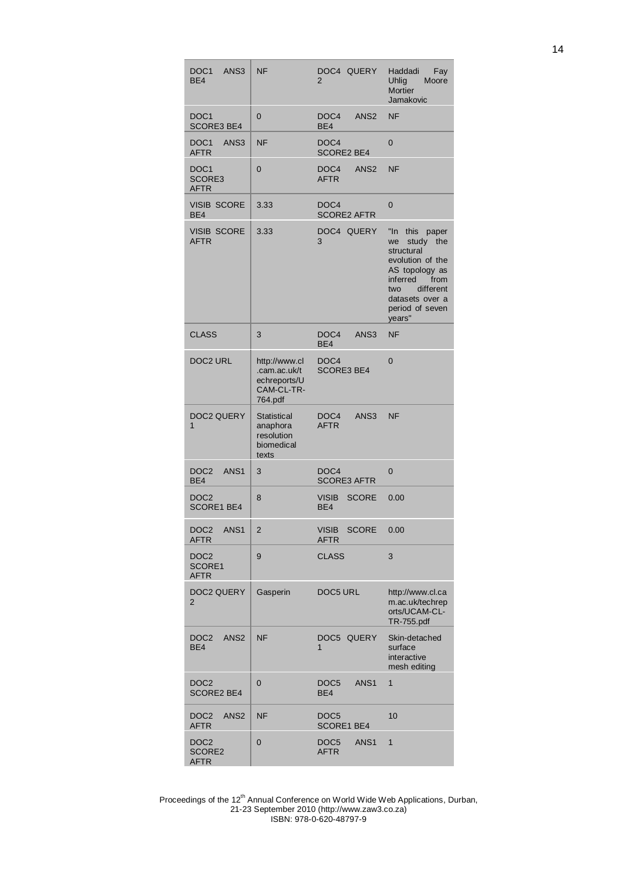| | | | |
|---|---|---|---|
| DOC1 ANS3 BE4 | NF | DOC4 QUERY 2 | Haddadi Fay Uhlig Moore Mortier Jamakovic |
| DOC1 SCORE3 BE4 | 0 | DOC4 ANS2 BE4 | NF |
| DOC1 ANS3 AFTR | NF | DOC4 SCORE2 BE4 | 0 |
| DOC1 SCORE3 AFTR | 0 | DOC4 ANS2 AFTR | NF |
| VISIB SCORE BE4 | 3.33 | DOC4 SCORE2 AFTR | 0 |
| VISIB SCORE AFTR | 3.33 | DOC4 QUERY 3 | "In this paper we study the structural evolution of the AS topology as inferred from two different datasets over a period of seven years" |
| CLASS | 3 | DOC4 ANS3 BE4 | NF |
| DOC2 URL | http://www.cl.cam.ac.uk/techreports/UCAM-CL-TR-764.pdf | DOC4 SCORE3 BE4 | 0 |
| DOC2 QUERY 1 | Statistical anaphora resolution biomedical texts | DOC4 ANS3 AFTR | NF |
| DOC2 ANS1 BE4 | 3 | DOC4 SCORE3 AFTR | 0 |
| DOC2 SCORE1 BE4 | 8 | VISIB SCORE BE4 | 0.00 |
| DOC2 ANS1 AFTR | 2 | VISIB SCORE AFTR | 0.00 |
| DOC2 SCORE1 AFTR | 9 | CLASS | 3 |
| DOC2 QUERY 2 | Gasperin | DOC5 URL | http://www.cl.cam.ac.uk/techreports/UCAM-CL-TR-755.pdf |
| DOC2 ANS2 BE4 | NF | DOC5 QUERY 1 | Skin-detached surface interactive mesh editing |
| DOC2 SCORE2 BE4 | 0 | DOC5 ANS1 BE4 | 1 |
| DOC2 ANS2 AFTR | NF | DOC5 SCORE1 BE4 | 10 |
| DOC2 SCORE2 AFTR | 0 | DOC5 ANS1 AFTR | 1 |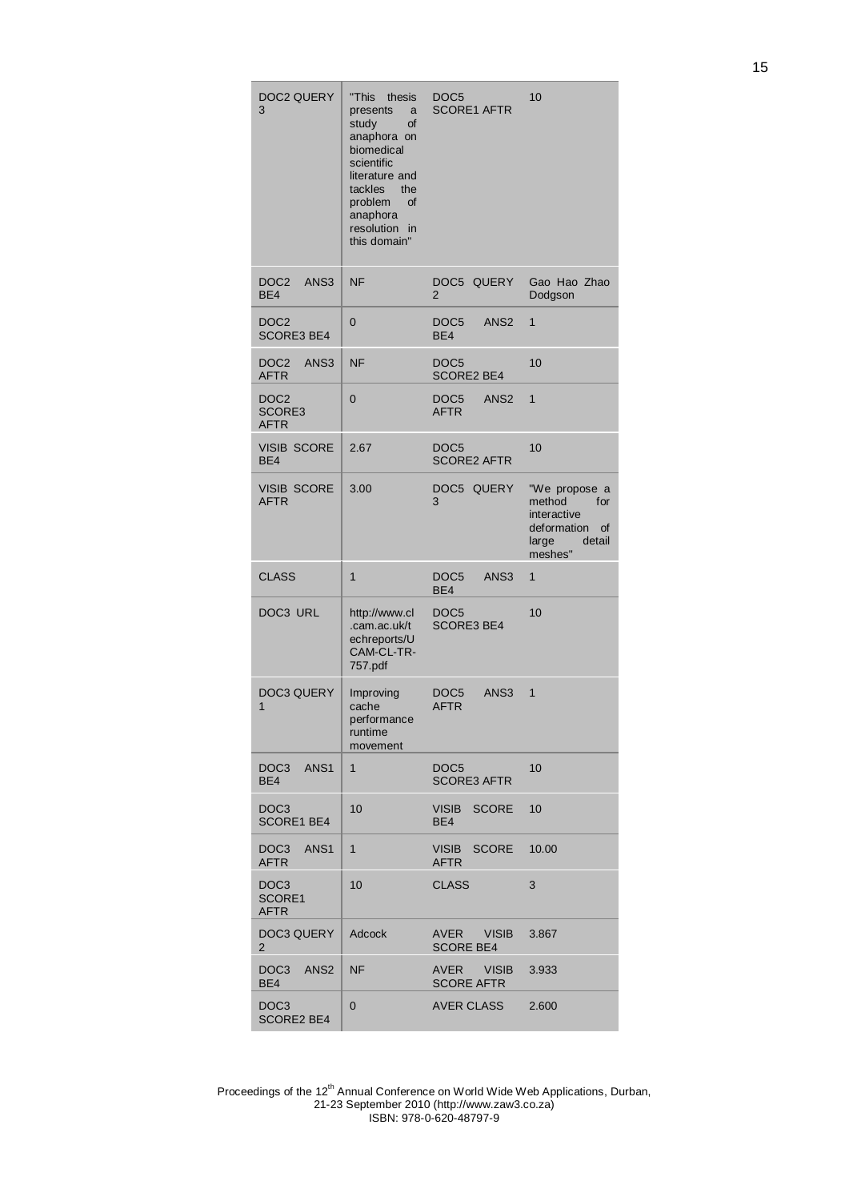| | | | |
|---|---|---|---|
| DOC2 QUERY 3 | "This thesis presents a study of anaphora on biomedical scientific literature and tackles the problem of anaphora resolution in this domain" | DOC5 SCORE1 AFTR | 10 |
| DOC2 ANS3 BE4 | NF | DOC5 QUERY 2 | Gao Hao Zhao Dodgson |
| DOC2 SCORE3 BE4 | 0 | DOC5 ANS2 BE4 | 1 |
| DOC2 ANS3 AFTR | NF | DOC5 SCORE2 BE4 | 10 |
| DOC2 SCORE3 AFTR | 0 | DOC5 ANS2 AFTR | 1 |
| VISIB SCORE BE4 | 2.67 | DOC5 SCORE2 AFTR | 10 |
| VISIB SCORE AFTR | 3.00 | DOC5 QUERY 3 | "We propose a method for interactive deformation of large detail meshes" |
| CLASS | 1 | DOC5 ANS3 BE4 | 1 |
| DOC3 URL | http://www.cl.cam.ac.uk/techreports/UCAM-CL-TR-757.pdf | DOC5 SCORE3 BE4 | 10 |
| DOC3 QUERY 1 | Improving cache performance runtime movement | DOC5 ANS3 AFTR | 1 |
| DOC3 ANS1 BE4 | 1 | DOC5 SCORE3 AFTR | 10 |
| DOC3 SCORE1 BE4 | 10 | VISIB SCORE BE4 | 10 |
| DOC3 ANS1 AFTR | 1 | VISIB SCORE AFTR | 10.00 |
| DOC3 SCORE1 AFTR | 10 | CLASS | 3 |
| DOC3 QUERY 2 | Adcock | AVER VISIB SCORE BE4 | 3.867 |
| DOC3 ANS2 BE4 | NF | AVER VISIB SCORE AFTR | 3.933 |
| DOC3 SCORE2 BE4 | 0 | AVER CLASS | 2.600 |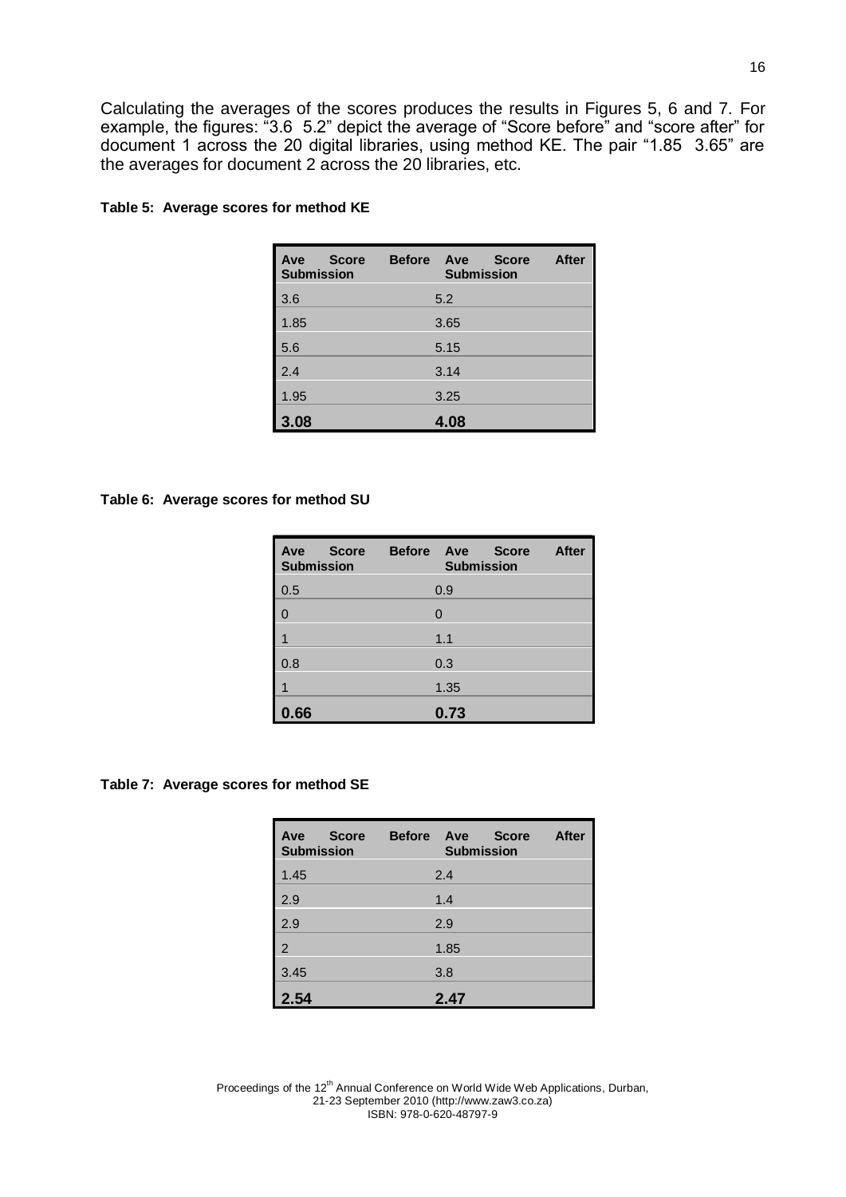Calculating the averages of the scores produces the results in Figures 5, 6 and 7. For example, the figures: "3.6  5.2" depict the average of "Score before" and "score after" for document 1 across the 20 digital libraries, using method KE. The pair "1.85  3.65" are the averages for document 2 across the 20 libraries, etc.

**Table 5: Average scores for method KE**

| Ave Score Before Submission | Ave Score After Submission |
|---|---|
| 3.6 | 5.2 |
| 1.85 | 3.65 |
| 5.6 | 5.15 |
| 2.4 | 3.14 |
| 1.95 | 3.25 |
| **3.08** | **4.08** |

**Table 6: Average scores for method SU**

| Ave Score Before Submission | Ave Score After Submission |
|---|---|
| 0.5 | 0.9 |
| 0 | 0 |
| 1 | 1.1 |
| 0.8 | 0.3 |
| 1 | 1.35 |
| **0.66** | **0.73** |

**Table 7: Average scores for method SE**

| Ave Score Before Submission | Ave Score After Submission |
|---|---|
| 1.45 | 2.4 |
| 2.9 | 1.4 |
| 2.9 | 2.9 |
| 2 | 1.85 |
| 3.45 | 3.8 |
| **2.54** | **2.47** |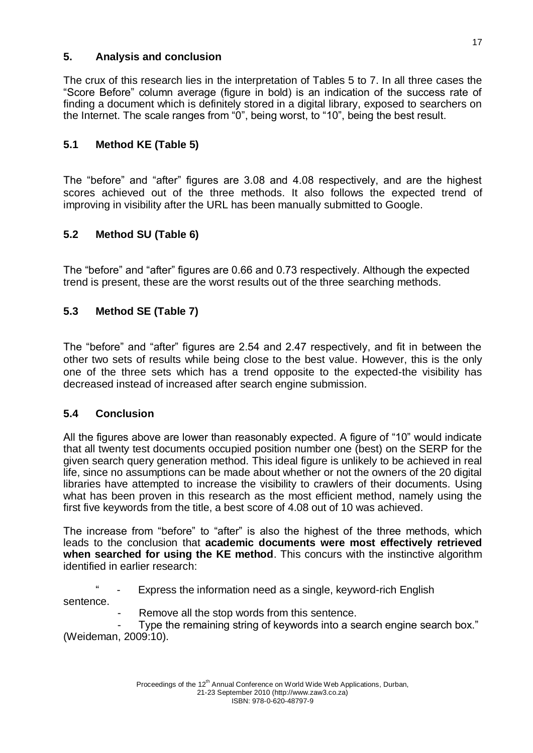## 5. Analysis and conclusion

The crux of this research lies in the interpretation of Tables 5 to 7. In all three cases the "Score Before" column average (figure in bold) is an indication of the success rate of finding a document which is definitely stored in a digital library, exposed to searchers on the Internet. The scale ranges from "0", being worst, to "10", being the best result.

### 5.1 Method KE (Table 5)

The "before" and "after" figures are 3.08 and 4.08 respectively, and are the highest scores achieved out of the three methods. It also follows the expected trend of improving in visibility after the URL has been manually submitted to Google.

### 5.2 Method SU (Table 6)

The "before" and "after" figures are 0.66 and 0.73 respectively. Although the expected trend is present, these are the worst results out of the three searching methods.

### 5.3 Method SE (Table 7)

The "before" and "after" figures are 2.54 and 2.47 respectively, and fit in between the other two sets of results while being close to the best value. However, this is the only one of the three sets which has a trend opposite to the expected-the visibility has decreased instead of increased after search engine submission.

### 5.4 Conclusion

All the figures above are lower than reasonably expected. A figure of "10" would indicate that all twenty test documents occupied position number one (best) on the SERP for the given search query generation method. This ideal figure is unlikely to be achieved in real life, since no assumptions can be made about whether or not the owners of the 20 digital libraries have attempted to increase the visibility to crawlers of their documents. Using what has been proven in this research as the most efficient method, namely using the first five keywords from the title, a best score of 4.08 out of 10 was achieved.

The increase from "before" to "after" is also the highest of the three methods, which leads to the conclusion that **academic documents were most effectively retrieved when searched for using the KE method**. This concurs with the instinctive algorithm identified in earlier research:

" - Express the information need as a single, keyword-rich English sentence.
- Remove all the stop words from this sentence.
- Type the remaining string of keywords into a search engine search box." (Weideman, 2009:10).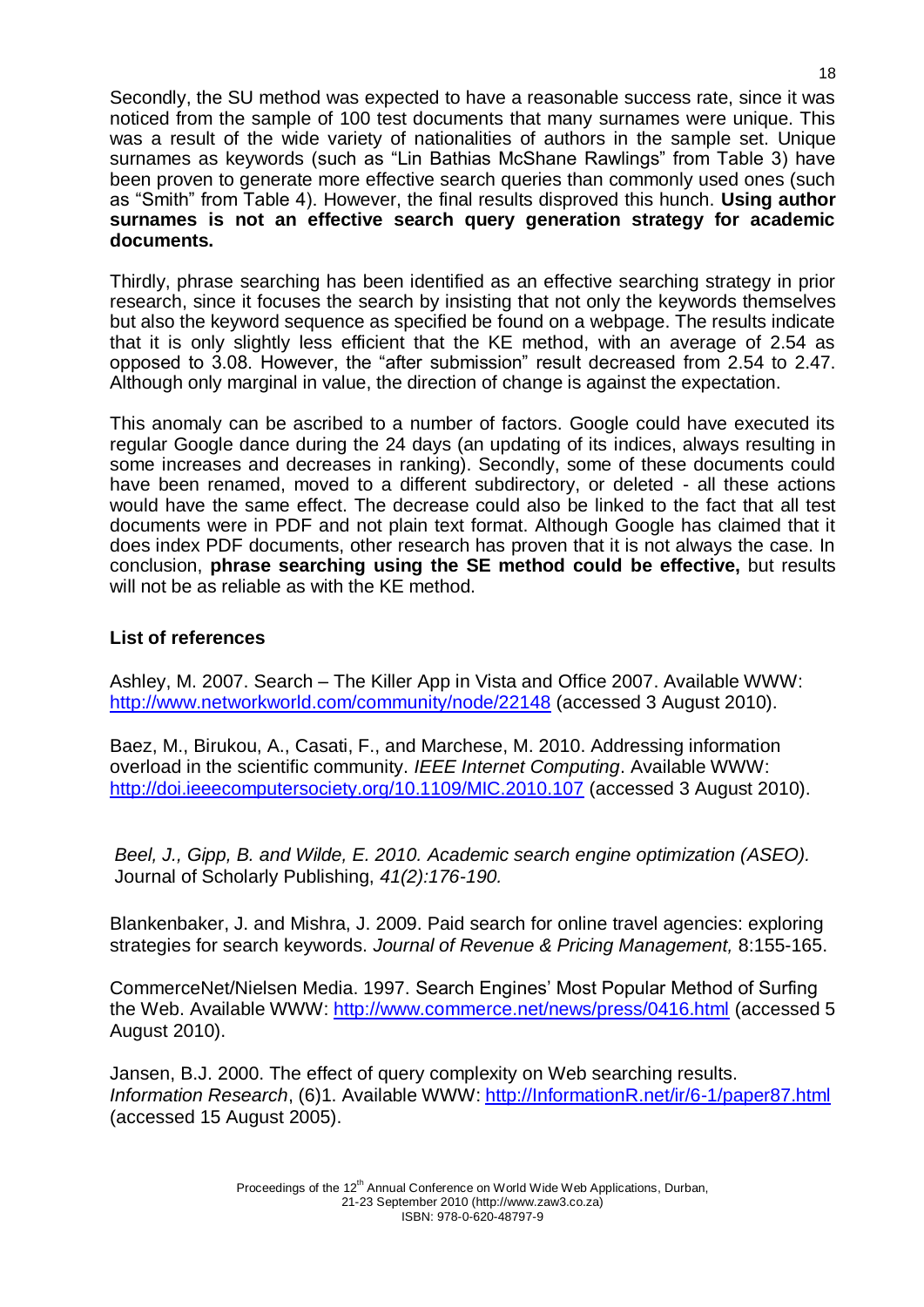Secondly, the SU method was expected to have a reasonable success rate, since it was noticed from the sample of 100 test documents that many surnames were unique. This was a result of the wide variety of nationalities of authors in the sample set. Unique surnames as keywords (such as "Lin Bathias McShane Rawlings" from Table 3) have been proven to generate more effective search queries than commonly used ones (such as "Smith" from Table 4). However, the final results disproved this hunch. **Using author surnames is not an effective search query generation strategy for academic documents.**

Thirdly, phrase searching has been identified as an effective searching strategy in prior research, since it focuses the search by insisting that not only the keywords themselves but also the keyword sequence as specified be found on a webpage. The results indicate that it is only slightly less efficient that the KE method, with an average of 2.54 as opposed to 3.08. However, the "after submission" result decreased from 2.54 to 2.47. Although only marginal in value, the direction of change is against the expectation.

This anomaly can be ascribed to a number of factors. Google could have executed its regular Google dance during the 24 days (an updating of its indices, always resulting in some increases and decreases in ranking). Secondly, some of these documents could have been renamed, moved to a different subdirectory, or deleted - all these actions would have the same effect. The decrease could also be linked to the fact that all test documents were in PDF and not plain text format. Although Google has claimed that it does index PDF documents, other research has proven that it is not always the case. In conclusion, **phrase searching using the SE method could be effective,** but results will not be as reliable as with the KE method.

### List of references

Ashley, M. 2007. Search – The Killer App in Vista and Office 2007. Available WWW: http://www.networkworld.com/community/node/22148 (accessed 3 August 2010).

Baez, M., Birukou, A., Casati, F., and Marchese, M. 2010. Addressing information overload in the scientific community. *IEEE Internet Computing*. Available WWW: http://doi.ieeecomputersociety.org/10.1109/MIC.2010.107 (accessed 3 August 2010).

*Beel, J., Gipp, B. and Wilde, E. 2010. Academic search engine optimization (ASEO).* Journal of Scholarly Publishing, *41(2):176-190.*

Blankenbaker, J. and Mishra, J. 2009. Paid search for online travel agencies: exploring strategies for search keywords. *Journal of Revenue & Pricing Management,* 8:155-165.

CommerceNet/Nielsen Media. 1997. Search Engines' Most Popular Method of Surfing the Web. Available WWW: http://www.commerce.net/news/press/0416.html (accessed 5 August 2010).

Jansen, B.J. 2000. The effect of query complexity on Web searching results. *Information Research*, (6)1. Available WWW: http://InformationR.net/ir/6-1/paper87.html (accessed 15 August 2005).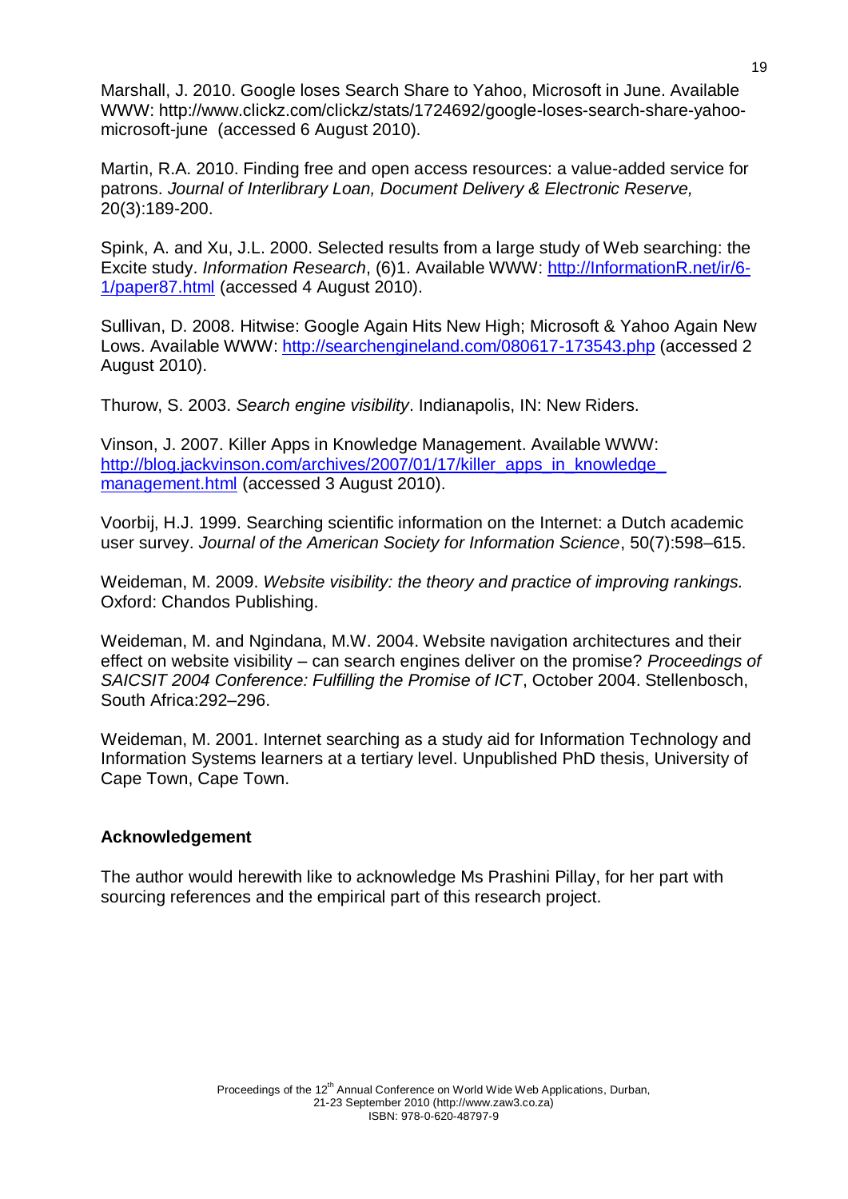Marshall, J. 2010. Google loses Search Share to Yahoo, Microsoft in June. Available WWW: http://www.clickz.com/clickz/stats/1724692/google-loses-search-share-yahoo-microsoft-june (accessed 6 August 2010).

Martin, R.A. 2010. Finding free and open access resources: a value-added service for patrons. *Journal of Interlibrary Loan, Document Delivery & Electronic Reserve,* 20(3):189-200.

Spink, A. and Xu, J.L. 2000. Selected results from a large study of Web searching: the Excite study. *Information Research*, (6)1. Available WWW: http://InformationR.net/ir/6-1/paper87.html (accessed 4 August 2010).

Sullivan, D. 2008. Hitwise: Google Again Hits New High; Microsoft & Yahoo Again New Lows. Available WWW: http://searchengineland.com/080617-173543.php (accessed 2 August 2010).

Thurow, S. 2003. *Search engine visibility*. Indianapolis, IN: New Riders.

Vinson, J. 2007. Killer Apps in Knowledge Management. Available WWW: http://blog.jackvinson.com/archives/2007/01/17/killer_apps_in_knowledge_management.html (accessed 3 August 2010).

Voorbij, H.J. 1999. Searching scientific information on the Internet: a Dutch academic user survey. *Journal of the American Society for Information Science*, 50(7):598–615.

Weideman, M. 2009. *Website visibility: the theory and practice of improving rankings.* Oxford: Chandos Publishing.

Weideman, M. and Ngindana, M.W. 2004. Website navigation architectures and their effect on website visibility – can search engines deliver on the promise? *Proceedings of SAICSIT 2004 Conference: Fulfilling the Promise of ICT*, October 2004. Stellenbosch, South Africa:292–296.

Weideman, M. 2001. Internet searching as a study aid for Information Technology and Information Systems learners at a tertiary level. Unpublished PhD thesis, University of Cape Town, Cape Town.

## Acknowledgement

The author would herewith like to acknowledge Ms Prashini Pillay, for her part with sourcing references and the empirical part of this research project.